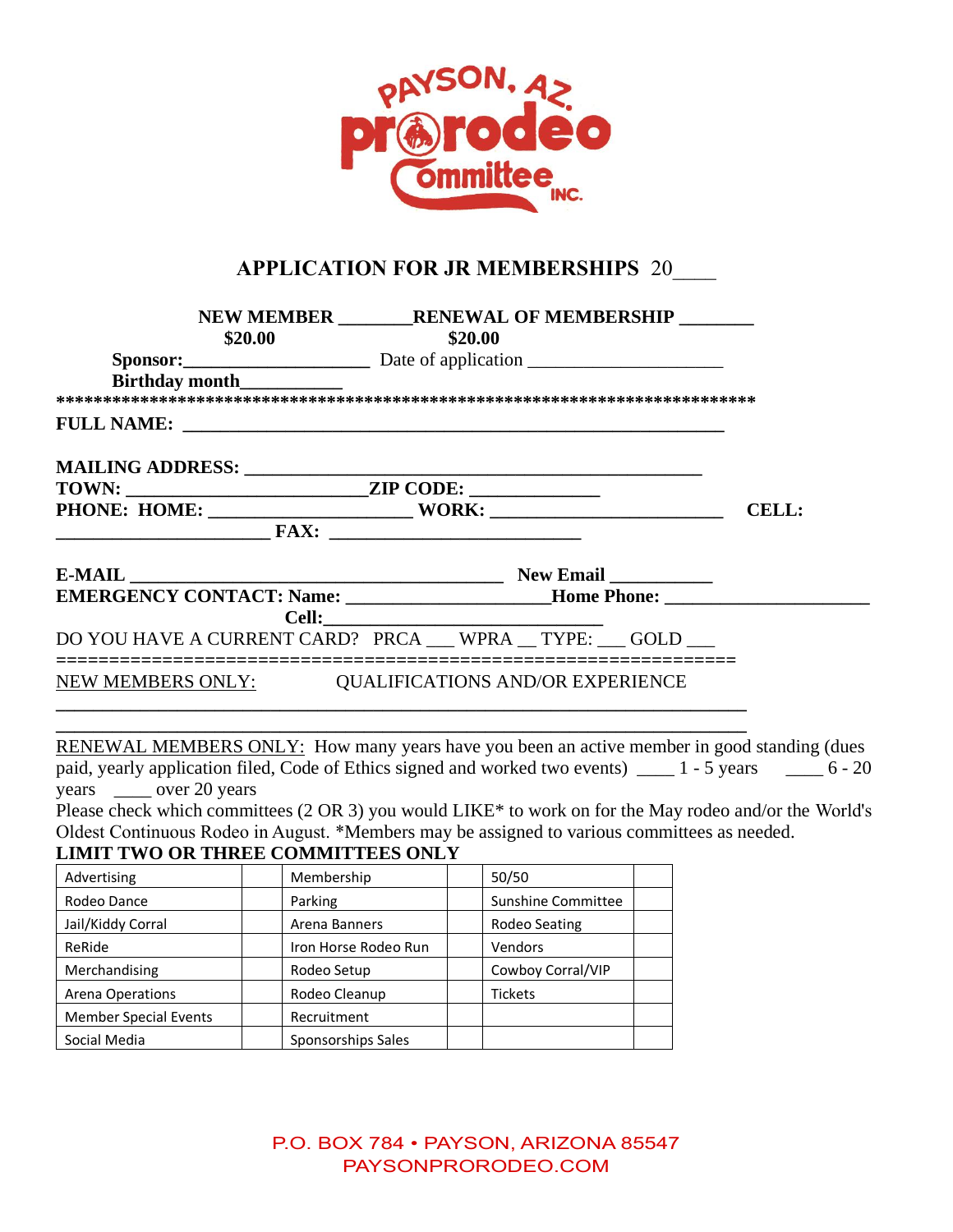PAYSON, AZ
pr rodeo
Committee INC.

## APPLICATION FOR JR MEMBERSHIPS 20____

**NEW MEMBER** ________ **RENEWAL OF MEMBERSHIP** ________
**$20.00** **$20.00**

**Sponsor:**____________________ Date of application ____________________

**Birthday month**__________

*************************************************************************

**FULL NAME:** ____________________________________________________________

**MAILING ADDRESS:** ________________________________________________

**TOWN:** ________________________ **ZIP CODE:** _____________

**PHONE: HOME:** ____________________ **WORK:** ________________________ **CELL:** ______________________ **FAX:** ________________________

**E-MAIL** ________________________________________ **New Email** __________

**EMERGENCY CONTACT: Name:** ______________________ **Home Phone:** ____________________

**Cell:**____________________________

DO YOU HAVE A CURRENT CARD? PRCA ___ WPRA __ TYPE: ___ GOLD ___

==============================================================

NEW MEMBERS ONLY: QUALIFICATIONS AND/OR EXPERIENCE

_____________________________________________________________________________

_____________________________________________________________________________

RENEWAL MEMBERS ONLY: How many years have you been an active member in good standing (dues paid, yearly application filed, Code of Ethics signed and worked two events) ____ 1 - 5 years ____ 6 - 20 years ____ over 20 years

Please check which committees (2 OR 3) you would LIKE* to work on for the May rodeo and/or the World's Oldest Continuous Rodeo in August. *Members may be assigned to various committees as needed.

**LIMIT TWO OR THREE COMMITTEES ONLY**

| | | | | | |
|---|---|---|---|---|---|
| Advertising | | Membership | | 50/50 | |
| Rodeo Dance | | Parking | | Sunshine Committee | |
| Jail/Kiddy Corral | | Arena Banners | | Rodeo Seating | |
| ReRide | | Iron Horse Rodeo Run | | Vendors | |
| Merchandising | | Rodeo Setup | | Cowboy Corral/VIP | |
| Arena Operations | | Rodeo Cleanup | | Tickets | |
| Member Special Events | | Recruitment | | | |
| Social Media | | Sponsorships Sales | | | |

P.O. BOX 784 • PAYSON, ARIZONA 85547
PAYSONPRORODEO.COM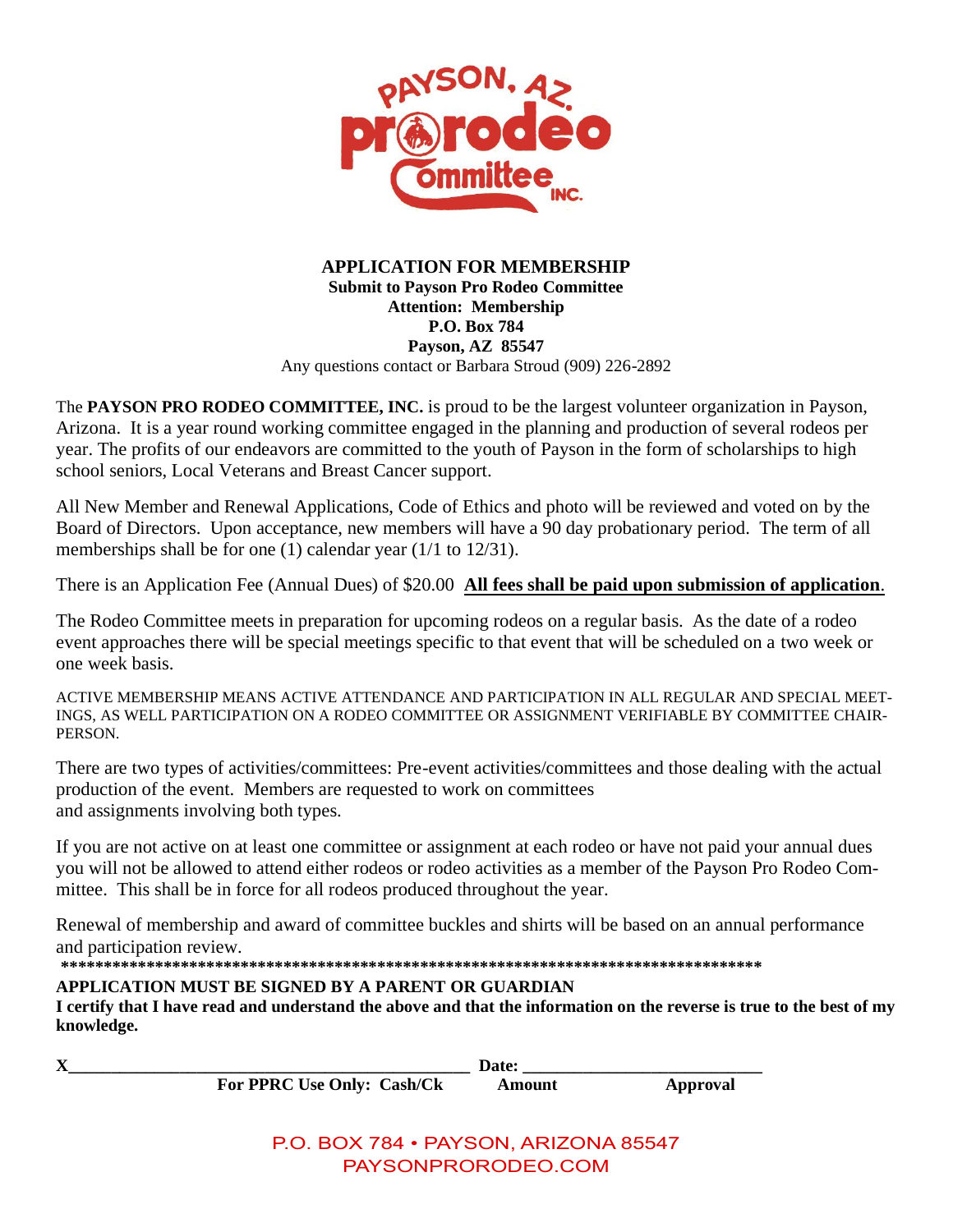PAYSON, AZ. prorodeo Committee INC.

## APPLICATION FOR MEMBERSHIP

**Submit to Payson Pro Rodeo Committee**
**Attention: Membership**
**P.O. Box 784**
**Payson, AZ 85547**
Any questions contact or Barbara Stroud (909) 226-2892

The **PAYSON PRO RODEO COMMITTEE, INC.** is proud to be the largest volunteer organization in Payson, Arizona. It is a year round working committee engaged in the planning and production of several rodeos per year. The profits of our endeavors are committed to the youth of Payson in the form of scholarships to high school seniors, Local Veterans and Breast Cancer support.

All New Member and Renewal Applications, Code of Ethics and photo will be reviewed and voted on by the Board of Directors. Upon acceptance, new members will have a 90 day probationary period. The term of all memberships shall be for one (1) calendar year (1/1 to 12/31).

There is an Application Fee (Annual Dues) of $20.00 **<u>All fees shall be paid upon submission of application</u>**.

The Rodeo Committee meets in preparation for upcoming rodeos on a regular basis. As the date of a rodeo event approaches there will be special meetings specific to that event that will be scheduled on a two week or one week basis.

ACTIVE MEMBERSHIP MEANS ACTIVE ATTENDANCE AND PARTICIPATION IN ALL REGULAR AND SPECIAL MEETINGS, AS WELL PARTICIPATION ON A RODEO COMMITTEE OR ASSIGNMENT VERIFIABLE BY COMMITTEE CHAIRPERSON.

There are two types of activities/committees: Pre-event activities/committees and those dealing with the actual production of the event. Members are requested to work on committees and assignments involving both types.

If you are not active on at least one committee or assignment at each rodeo or have not paid your annual dues you will not be allowed to attend either rodeos or rodeo activities as a member of the Payson Pro Rodeo Committee. This shall be in force for all rodeos produced throughout the year.

Renewal of membership and award of committee buckles and shirts will be based on an annual performance and participation review.

***************************************************************************************

**APPLICATION MUST BE SIGNED BY A PARENT OR GUARDIAN**

**I certify that I have read and understand the above and that the information on the reverse is true to the best of my knowledge.**

**X**_______________________________________________ **Date:** ___________________________

**For PPRC Use Only: Cash/Ck** **Amount** **Approval**

P.O. BOX 784 • PAYSON, ARIZONA 85547
PAYSONPRORODEO.COM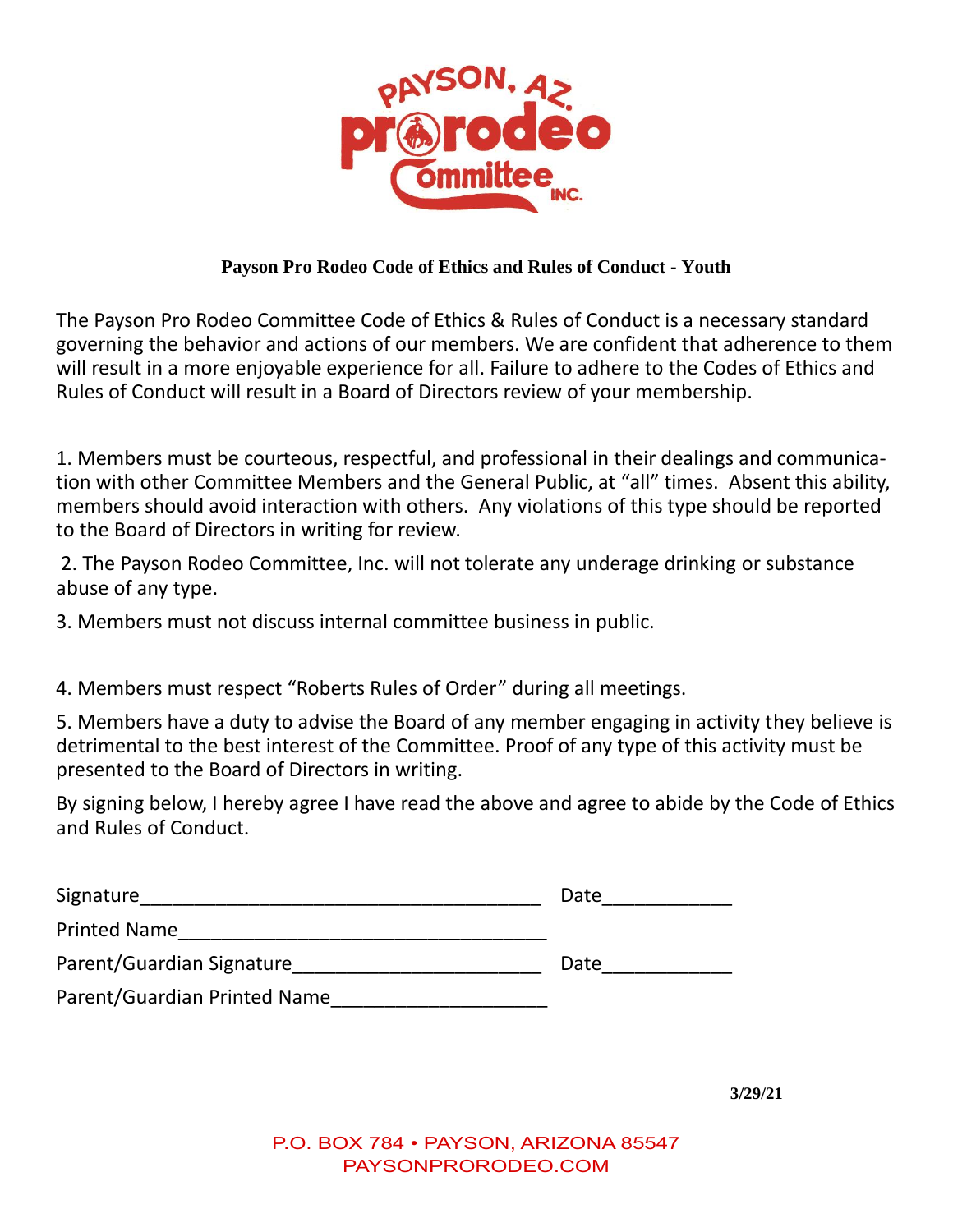**Payson Pro Rodeo Code of Ethics and Rules of Conduct - Youth**

The Payson Pro Rodeo Committee Code of Ethics & Rules of Conduct is a necessary standard governing the behavior and actions of our members. We are confident that adherence to them will result in a more enjoyable experience for all. Failure to adhere to the Codes of Ethics and Rules of Conduct will result in a Board of Directors review of your membership.

1. Members must be courteous, respectful, and professional in their dealings and communication with other Committee Members and the General Public, at "all" times. Absent this ability, members should avoid interaction with others. Any violations of this type should be reported to the Board of Directors in writing for review.

2. The Payson Rodeo Committee, Inc. will not tolerate any underage drinking or substance abuse of any type.

3. Members must not discuss internal committee business in public.

4. Members must respect "Roberts Rules of Order" during all meetings.

5. Members have a duty to advise the Board of any member engaging in activity they believe is detrimental to the best interest of the Committee. Proof of any type of this activity must be presented to the Board of Directors in writing.

By signing below, I hereby agree I have read the above and agree to abide by the Code of Ethics and Rules of Conduct.

Signature_____________________________________ Date____________

Printed Name__________________________________

Parent/Guardian Signature______________________ Date____________

Parent/Guardian Printed Name____________________

3/29/21

P.O. BOX 784 • PAYSON, ARIZONA 85547
PAYSONPRORODEO.COM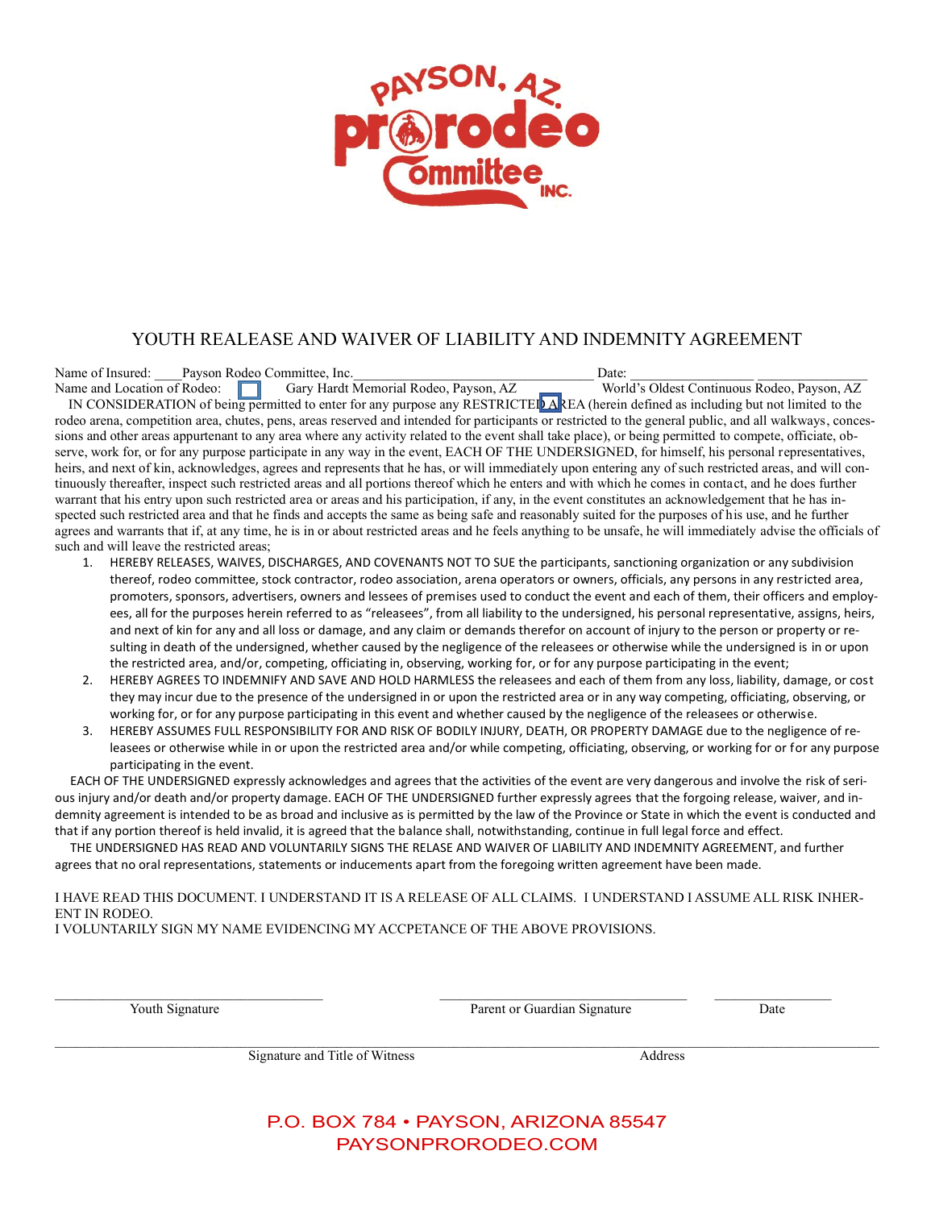PAYSON, AZ pro rodeo Committee INC.

# YOUTH REALEASE AND WAIVER OF LIABILITY AND INDEMNITY AGREEMENT

Name of Insured: ____Payson Rodeo Committee, Inc.________________________________ Date: _________________ _______________

Name and Location of Rodeo: Gary Hardt Memorial Rodeo, Payson, AZ World's Oldest Continuous Rodeo, Payson, AZ

IN CONSIDERATION of being permitted to enter for any purpose any RESTRICTED AREA (herein defined as including but not limited to the rodeo arena, competition area, chutes, pens, areas reserved and intended for participants or restricted to the general public, and all walkways, concessions and other areas appurtenant to any area where any activity related to the event shall take place), or being permitted to compete, officiate, observe, work for, or for any purpose participate in any way in the event, EACH OF THE UNDERSIGNED, for himself, his personal representatives, heirs, and next of kin, acknowledges, agrees and represents that he has, or will immediately upon entering any of such restricted areas, and will continuously thereafter, inspect such restricted areas and all portions thereof which he enters and with which he comes in contact, and he does further warrant that his entry upon such restricted area or areas and his participation, if any, in the event constitutes an acknowledgement that he has inspected such restricted area and that he finds and accepts the same as being safe and reasonably suited for the purposes of his use, and he further agrees and warrants that if, at any time, he is in or about restricted areas and he feels anything to be unsafe, he will immediately advise the officials of such and will leave the restricted areas;

1. HEREBY RELEASES, WAIVES, DISCHARGES, AND COVENANTS NOT TO SUE the participants, sanctioning organization or any subdivision thereof, rodeo committee, stock contractor, rodeo association, arena operators or owners, officials, any persons in any restricted area, promoters, sponsors, advertisers, owners and lessees of premises used to conduct the event and each of them, their officers and employees, all for the purposes herein referred to as "releasees", from all liability to the undersigned, his personal representative, assigns, heirs, and next of kin for any and all loss or damage, and any claim or demands therefor on account of injury to the person or property or resulting in death of the undersigned, whether caused by the negligence of the releasees or otherwise while the undersigned is in or upon the restricted area, and/or, competing, officiating in, observing, working for, or for any purpose participating in the event;
2. HEREBY AGREES TO INDEMNIFY AND SAVE AND HOLD HARMLESS the releasees and each of them from any loss, liability, damage, or cost they may incur due to the presence of the undersigned in or upon the restricted area or in any way competing, officiating, observing, or working for, or for any purpose participating in this event and whether caused by the negligence of the releasees or otherwise.
3. HEREBY ASSUMES FULL RESPONSIBILITY FOR AND RISK OF BODILY INJURY, DEATH, OR PROPERTY DAMAGE due to the negligence of releasees or otherwise while in or upon the restricted area and/or while competing, officiating, observing, or working for or for any purpose participating in the event.

EACH OF THE UNDERSIGNED expressly acknowledges and agrees that the activities of the event are very dangerous and involve the risk of serious injury and/or death and/or property damage. EACH OF THE UNDERSIGNED further expressly agrees that the forgoing release, waiver, and indemnity agreement is intended to be as broad and inclusive as is permitted by the law of the Province or State in which the event is conducted and that if any portion thereof is held invalid, it is agreed that the balance shall, notwithstanding, continue in full legal force and effect.

THE UNDERSIGNED HAS READ AND VOLUNTARILY SIGNS THE RELASE AND WAIVER OF LIABILITY AND INDEMNITY AGREEMENT, and further agrees that no oral representations, statements or inducements apart from the foregoing written agreement have been made.

I HAVE READ THIS DOCUMENT. I UNDERSTAND IT IS A RELEASE OF ALL CLAIMS. I UNDERSTAND I ASSUME ALL RISK INHERENT IN RODEO.
I VOLUNTARILY SIGN MY NAME EVIDENCING MY ACCPETANCE OF THE ABOVE PROVISIONS.

_________________________________ Youth Signature

_________________________________ Parent or Guardian Signature

_______________ Date

_________________________________ Signature and Title of Witness

_________________________________ Address

P.O. BOX 784 • PAYSON, ARIZONA 85547
PAYSONPRORODEO.COM